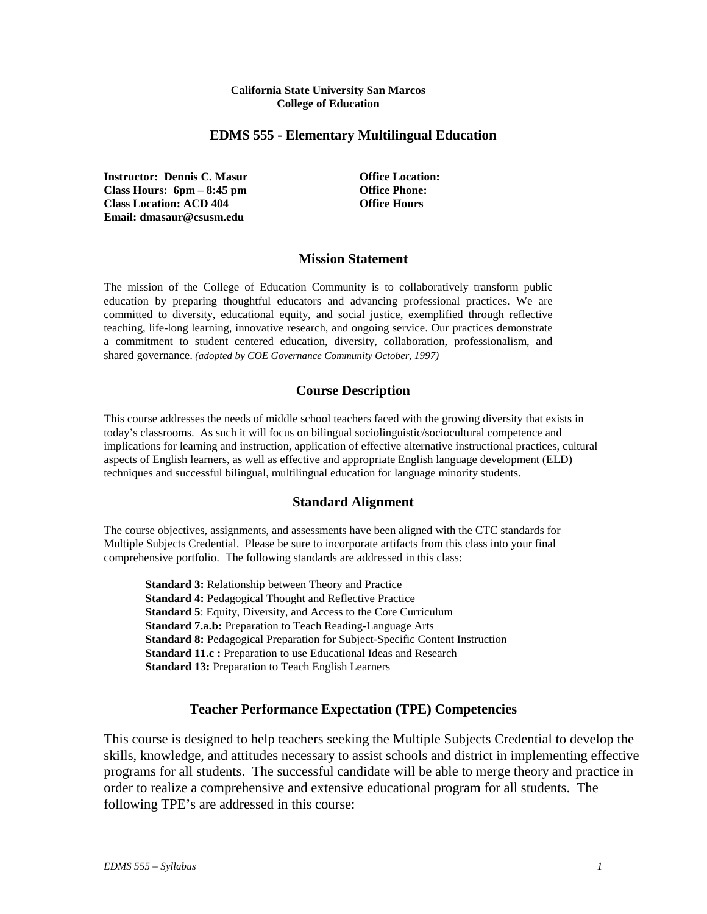**California State University San Marcos**
**College of Education**

# EDMS 555 - Elementary Multilingual Education

**Instructor: Dennis C. Masur**
**Class Hours: 6pm – 8:45 pm**
**Class Location: ACD 404**
**Email: dmasaur@csusm.edu**

**Office Location:**
**Office Phone:**
**Office Hours**

## Mission Statement

The mission of the College of Education Community is to collaboratively transform public education by preparing thoughtful educators and advancing professional practices. We are committed to diversity, educational equity, and social justice, exemplified through reflective teaching, life-long learning, innovative research, and ongoing service. Our practices demonstrate a commitment to student centered education, diversity, collaboration, professionalism, and shared governance. *(adopted by COE Governance Community October, 1997)*

## Course Description

This course addresses the needs of middle school teachers faced with the growing diversity that exists in today's classrooms. As such it will focus on bilingual sociolinguistic/sociocultural competence and implications for learning and instruction, application of effective alternative instructional practices, cultural aspects of English learners, as well as effective and appropriate English language development (ELD) techniques and successful bilingual, multilingual education for language minority students.

## Standard Alignment

The course objectives, assignments, and assessments have been aligned with the CTC standards for Multiple Subjects Credential. Please be sure to incorporate artifacts from this class into your final comprehensive portfolio. The following standards are addressed in this class:

**Standard 3:** Relationship between Theory and Practice
**Standard 4:** Pedagogical Thought and Reflective Practice
**Standard 5**: Equity, Diversity, and Access to the Core Curriculum
**Standard 7.a.b:** Preparation to Teach Reading-Language Arts
**Standard 8:** Pedagogical Preparation for Subject-Specific Content Instruction
**Standard 11.c :** Preparation to use Educational Ideas and Research
**Standard 13:** Preparation to Teach English Learners

## Teacher Performance Expectation (TPE) Competencies

This course is designed to help teachers seeking the Multiple Subjects Credential to develop the skills, knowledge, and attitudes necessary to assist schools and district in implementing effective programs for all students. The successful candidate will be able to merge theory and practice in order to realize a comprehensive and extensive educational program for all students. The following TPE's are addressed in this course: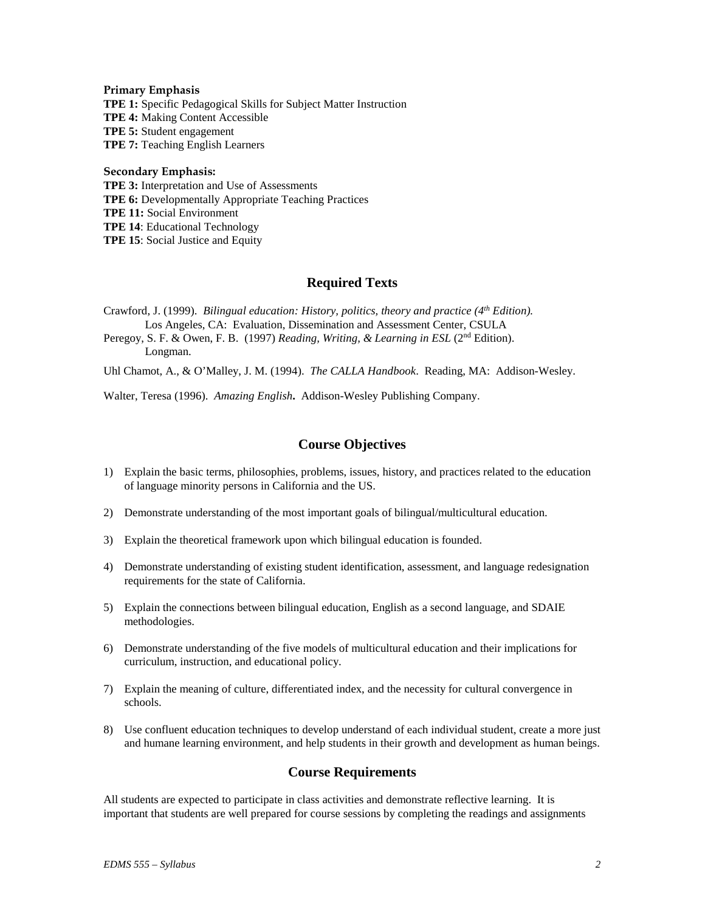**Primary Emphasis**

**TPE 1:** Specific Pedagogical Skills for Subject Matter Instruction
**TPE 4:** Making Content Accessible
**TPE 5:** Student engagement
**TPE 7:** Teaching English Learners

**Secondary Emphasis:**

**TPE 3:** Interpretation and Use of Assessments
**TPE 6:** Developmentally Appropriate Teaching Practices
**TPE 11:** Social Environment
**TPE 14**: Educational Technology
**TPE 15**: Social Justice and Equity

## Required Texts

Crawford, J. (1999). *Bilingual education: History, politics, theory and practice (4th Edition).* Los Angeles, CA: Evaluation, Dissemination and Assessment Center, CSULA

Peregoy, S. F. & Owen, F. B. (1997) *Reading, Writing, & Learning in ESL* (2nd Edition). Longman.

Uhl Chamot, A., & O'Malley, J. M. (1994). *The CALLA Handbook*. Reading, MA: Addison-Wesley.

Walter, Teresa (1996). *Amazing English***.** Addison-Wesley Publishing Company.

## Course Objectives

1) Explain the basic terms, philosophies, problems, issues, history, and practices related to the education of language minority persons in California and the US.

2) Demonstrate understanding of the most important goals of bilingual/multicultural education.

3) Explain the theoretical framework upon which bilingual education is founded.

4) Demonstrate understanding of existing student identification, assessment, and language redesignation requirements for the state of California.

5) Explain the connections between bilingual education, English as a second language, and SDAIE methodologies.

6) Demonstrate understanding of the five models of multicultural education and their implications for curriculum, instruction, and educational policy.

7) Explain the meaning of culture, differentiated index, and the necessity for cultural convergence in schools.

8) Use confluent education techniques to develop understand of each individual student, create a more just and humane learning environment, and help students in their growth and development as human beings.

## Course Requirements

All students are expected to participate in class activities and demonstrate reflective learning. It is important that students are well prepared for course sessions by completing the readings and assignments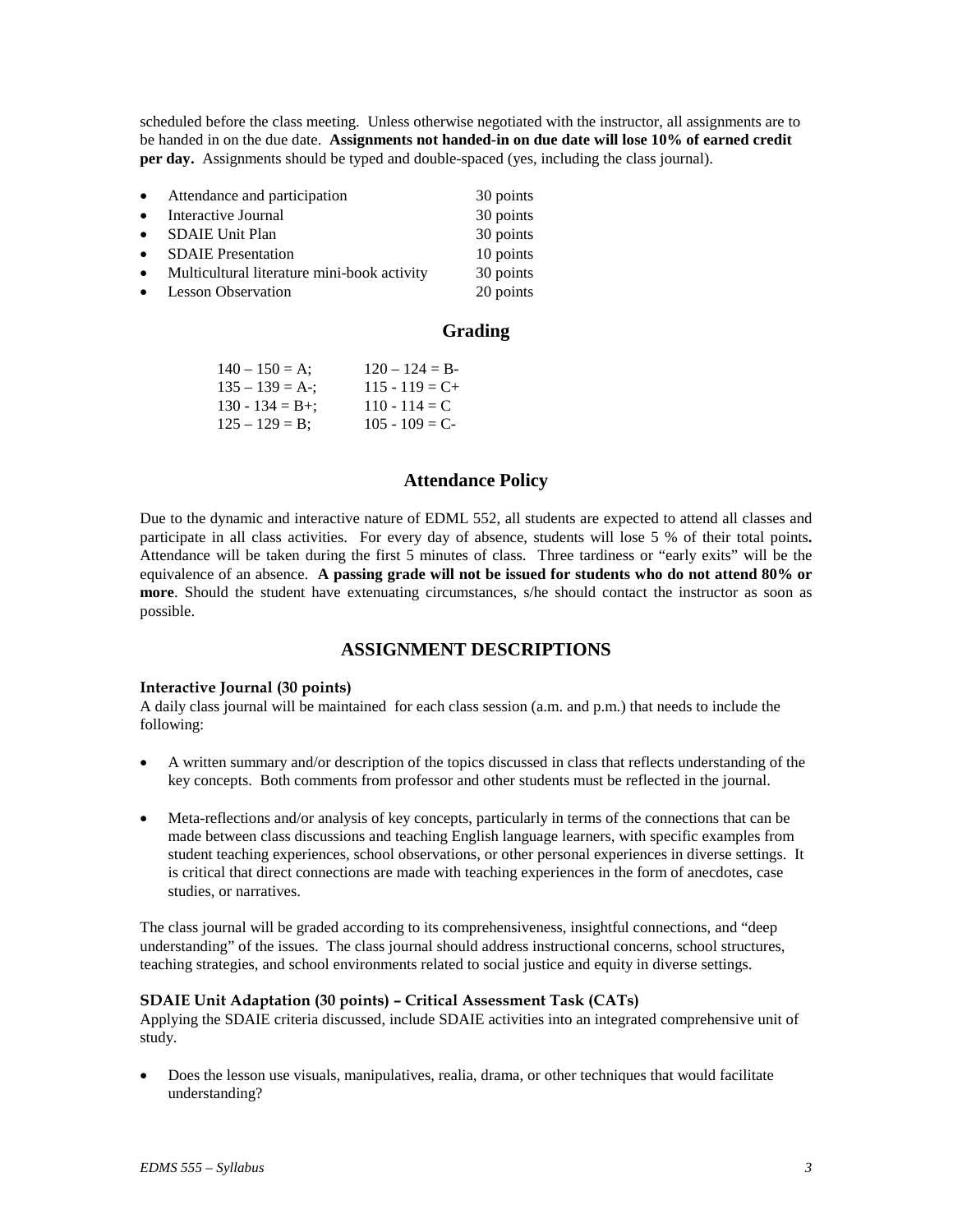scheduled before the class meeting. Unless otherwise negotiated with the instructor, all assignments are to be handed in on the due date. **Assignments not handed-in on due date will lose 10% of earned credit per day.** Assignments should be typed and double-spaced (yes, including the class journal).

- Attendance and participation 30 points
- Interactive Journal 30 points
- SDAIE Unit Plan 30 points
- SDAIE Presentation 10 points
- Multicultural literature mini-book activity 30 points
- Lesson Observation 20 points

## Grading

| | |
|---|---|
| 140 – 150 = A; | 120 – 124 = B- |
| 135 – 139 = A-; | 115 - 119 = C+ |
| 130 - 134 = B+; | 110 - 114 = C |
| 125 – 129 = B; | 105 - 109 = C- |

## Attendance Policy

Due to the dynamic and interactive nature of EDML 552, all students are expected to attend all classes and participate in all class activities. For every day of absence, students will lose 5 % of their total points**.** Attendance will be taken during the first 5 minutes of class. Three tardiness or "early exits" will be the equivalence of an absence. **A passing grade will not be issued for students who do not attend 80% or more**. Should the student have extenuating circumstances, s/he should contact the instructor as soon as possible.

## ASSIGNMENT DESCRIPTIONS

### Interactive Journal (30 points)

A daily class journal will be maintained for each class session (a.m. and p.m.) that needs to include the following:

- A written summary and/or description of the topics discussed in class that reflects understanding of the key concepts. Both comments from professor and other students must be reflected in the journal.

- Meta-reflections and/or analysis of key concepts, particularly in terms of the connections that can be made between class discussions and teaching English language learners, with specific examples from student teaching experiences, school observations, or other personal experiences in diverse settings. It is critical that direct connections are made with teaching experiences in the form of anecdotes, case studies, or narratives.

The class journal will be graded according to its comprehensiveness, insightful connections, and "deep understanding" of the issues. The class journal should address instructional concerns, school structures, teaching strategies, and school environments related to social justice and equity in diverse settings.

### SDAIE Unit Adaptation (30 points) – Critical Assessment Task (CATs)

Applying the SDAIE criteria discussed, include SDAIE activities into an integrated comprehensive unit of study.

- Does the lesson use visuals, manipulatives, realia, drama, or other techniques that would facilitate understanding?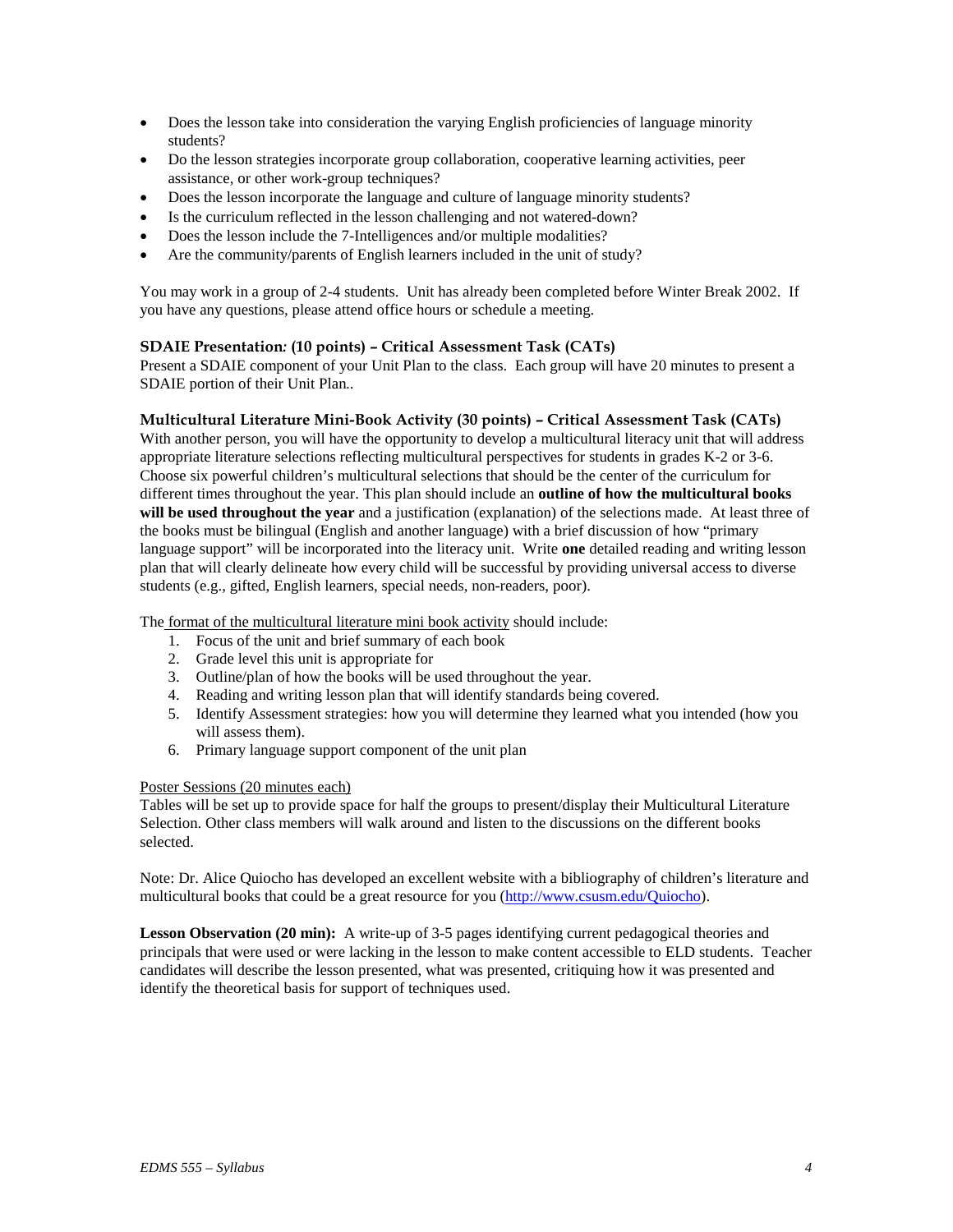- Does the lesson take into consideration the varying English proficiencies of language minority students?
- Do the lesson strategies incorporate group collaboration, cooperative learning activities, peer assistance, or other work-group techniques?
- Does the lesson incorporate the language and culture of language minority students?
- Is the curriculum reflected in the lesson challenging and not watered-down?
- Does the lesson include the 7-Intelligences and/or multiple modalities?
- Are the community/parents of English learners included in the unit of study?

You may work in a group of 2-4 students. Unit has already been completed before Winter Break 2002. If you have any questions, please attend office hours or schedule a meeting.

**SDAIE Presentation*:* (10 points) – Critical Assessment Task (CATs)**

Present a SDAIE component of your Unit Plan to the class. Each group will have 20 minutes to present a SDAIE portion of their Unit Plan..

**Multicultural Literature Mini-Book Activity (30 points) – Critical Assessment Task (CATs)**

With another person, you will have the opportunity to develop a multicultural literacy unit that will address appropriate literature selections reflecting multicultural perspectives for students in grades K-2 or 3-6. Choose six powerful children's multicultural selections that should be the center of the curriculum for different times throughout the year. This plan should include an **outline of how the multicultural books will be used throughout the year** and a justification (explanation) of the selections made. At least three of the books must be bilingual (English and another language) with a brief discussion of how "primary language support" will be incorporated into the literacy unit. Write **one** detailed reading and writing lesson plan that will clearly delineate how every child will be successful by providing universal access to diverse students (e.g., gifted, English learners, special needs, non-readers, poor).

The format of the multicultural literature mini book activity should include:

1. Focus of the unit and brief summary of each book
2. Grade level this unit is appropriate for
3. Outline/plan of how the books will be used throughout the year.
4. Reading and writing lesson plan that will identify standards being covered.
5. Identify Assessment strategies: how you will determine they learned what you intended (how you will assess them).
6. Primary language support component of the unit plan

Poster Sessions (20 minutes each)

Tables will be set up to provide space for half the groups to present/display their Multicultural Literature Selection. Other class members will walk around and listen to the discussions on the different books selected.

Note: Dr. Alice Quiocho has developed an excellent website with a bibliography of children's literature and multicultural books that could be a great resource for you (http://www.csusm.edu/Quiocho).

**Lesson Observation (20 min):** A write-up of 3-5 pages identifying current pedagogical theories and principals that were used or were lacking in the lesson to make content accessible to ELD students. Teacher candidates will describe the lesson presented, what was presented, critiquing how it was presented and identify the theoretical basis for support of techniques used.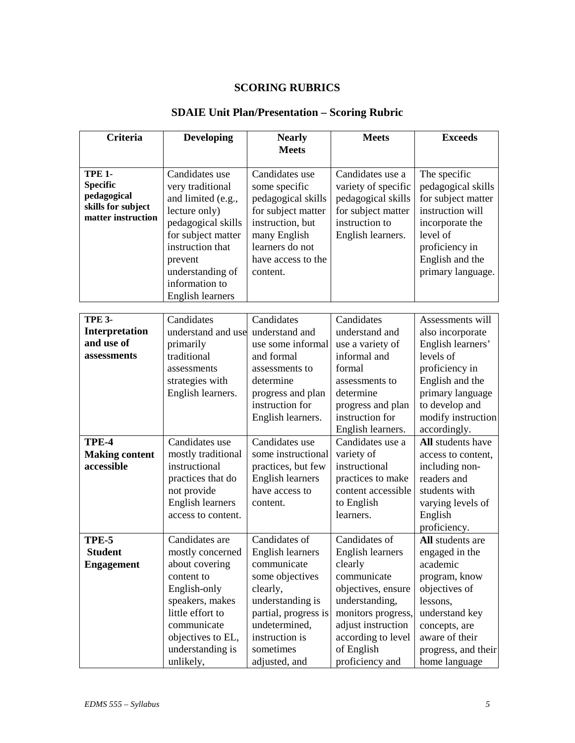# SCORING RUBRICS

## SDAIE Unit Plan/Presentation – Scoring Rubric

| Criteria | Developing | Nearly Meets | Meets | Exceeds |
|---|---|---|---|---|
| **TPE 1- Specific pedagogical skills for subject matter instruction** | Candidates use very traditional and limited (e.g., lecture only) pedagogical skills for subject matter instruction that prevent understanding of information to English learners | Candidates use some specific pedagogical skills for subject matter instruction, but many English learners do not have access to the content. | Candidates use a variety of specific pedagogical skills for subject matter instruction to English learners. | The specific pedagogical skills for subject matter instruction will incorporate the level of proficiency in English and the primary language. |
| **TPE 3- Interpretation and use of assessments** | Candidates understand and use primarily traditional assessments strategies with English learners. | Candidates understand and use some informal and formal assessments to determine progress and plan instruction for English learners. | Candidates understand and use a variety of informal and formal assessments to determine progress and plan instruction for English learners. | Assessments will also incorporate English learners' levels of proficiency in English and the primary language to develop and modify instruction accordingly. |
| **TPE-4 Making content accessible** | Candidates use mostly traditional instructional practices that do not provide English learners access to content. | Candidates use some instructional practices, but few English learners have access to content. | Candidates use a variety of instructional practices to make content accessible to English learners. | **All** students have access to content, including non-readers and students with varying levels of English proficiency. |
| **TPE-5 Student Engagement** | Candidates are mostly concerned about covering content to English-only speakers, makes little effort to communicate objectives to EL, understanding is unlikely, | Candidates of English learners communicate some objectives clearly, understanding is partial, progress is undetermined, instruction is sometimes adjusted, and | Candidates of English learners clearly communicate objectives, ensure understanding, monitors progress, adjust instruction according to level of English proficiency and | **All** students are engaged in the academic program, know objectives of lessons, understand key concepts, are aware of their progress, and their home language |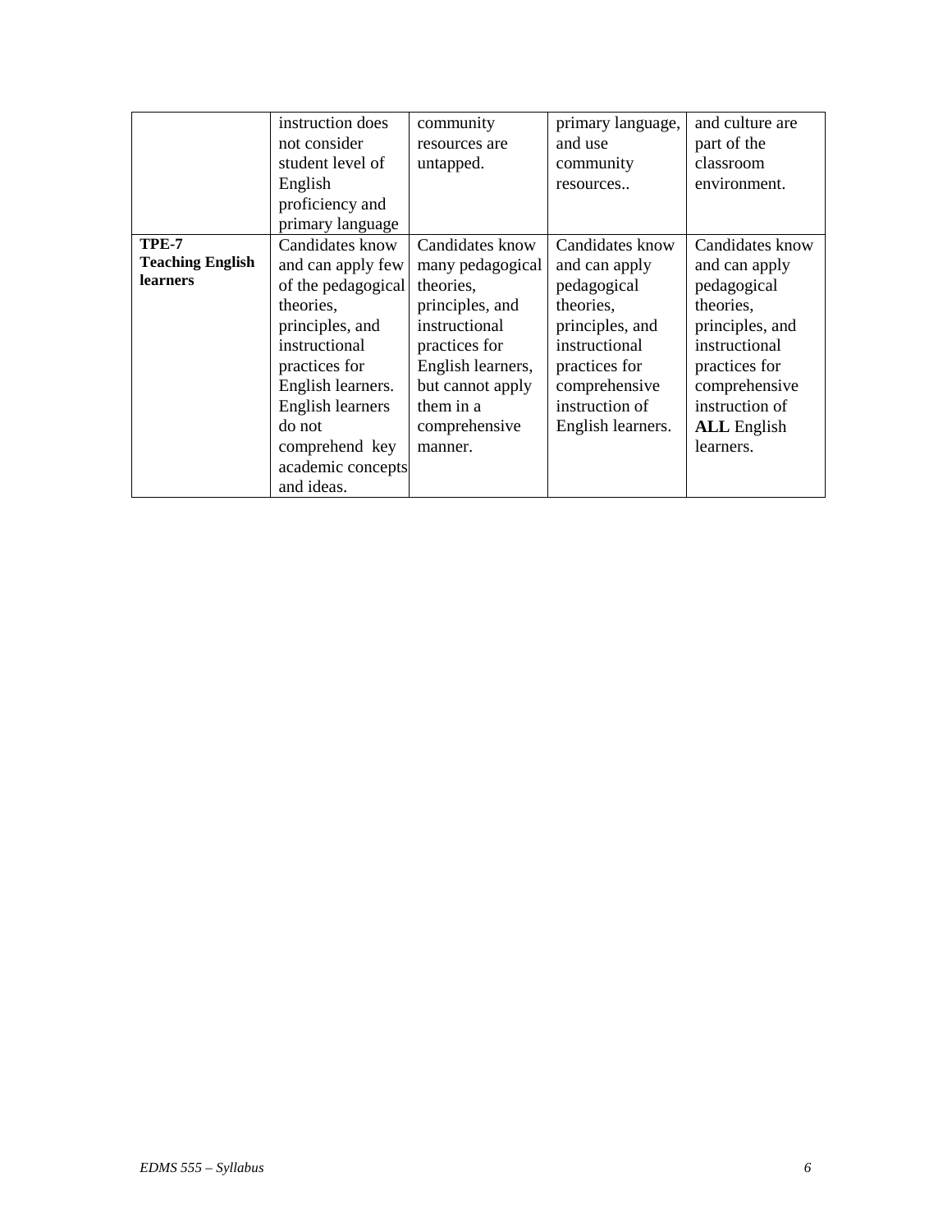| | | | | |
|---|---|---|---|---|
| | instruction does not consider student level of English proficiency and primary language | community resources are untapped. | primary language, and use community resources.. | and culture are part of the classroom environment. |
| **TPE-7 Teaching English learners** | Candidates know and can apply few of the pedagogical theories, principles, and instructional practices for English learners. English learners do not comprehend key academic concepts and ideas. | Candidates know many pedagogical theories, principles, and instructional practices for English learners, but cannot apply them in a comprehensive manner. | Candidates know and can apply pedagogical theories, principles, and instructional practices for comprehensive instruction of English learners. | Candidates know and can apply pedagogical theories, principles, and instructional practices for comprehensive instruction of **ALL** English learners. |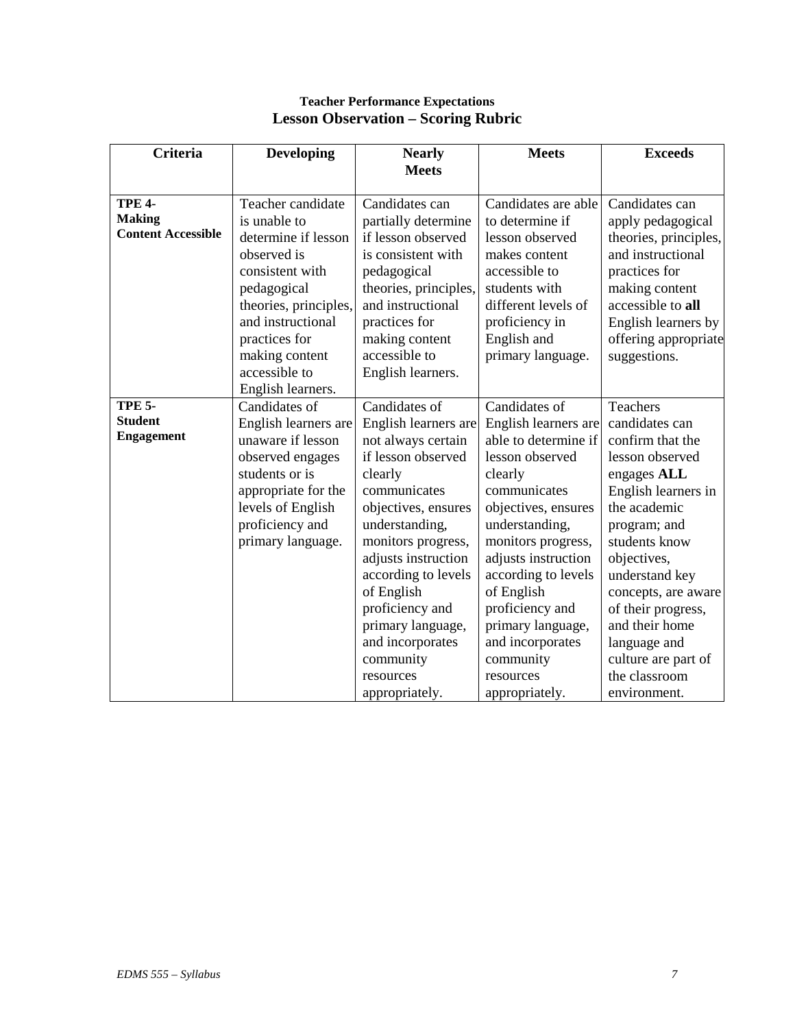**Teacher Performance Expectations**

**Lesson Observation – Scoring Rubric**

| Criteria | Developing | Nearly Meets | Meets | Exceeds |
|---|---|---|---|---|
| **TPE 4- Making Content Accessible** | Teacher candidate is unable to determine if lesson observed is consistent with pedagogical theories, principles, and instructional practices for making content accessible to English learners. | Candidates can partially determine if lesson observed is consistent with pedagogical theories, principles, and instructional practices for making content accessible to English learners. | Candidates are able to determine if lesson observed makes content accessible to students with different levels of proficiency in English and primary language. | Candidates can apply pedagogical theories, principles, and instructional practices for making content accessible to **all** English learners by offering appropriate suggestions. |
| **TPE 5- Student Engagement** | Candidates of English learners are unaware if lesson observed engages students or is appropriate for the levels of English proficiency and primary language. | Candidates of English learners are not always certain if lesson observed clearly communicates objectives, ensures understanding, monitors progress, adjusts instruction according to levels of English proficiency and primary language, and incorporates community resources appropriately. | Candidates of English learners are able to determine if lesson observed clearly communicates objectives, ensures understanding, monitors progress, adjusts instruction according to levels of English proficiency and primary language, and incorporates community resources appropriately. | Teachers candidates can confirm that the lesson observed engages **ALL** English learners in the academic program; and students know objectives, understand key concepts, are aware of their progress, and their home language and culture are part of the classroom environment. |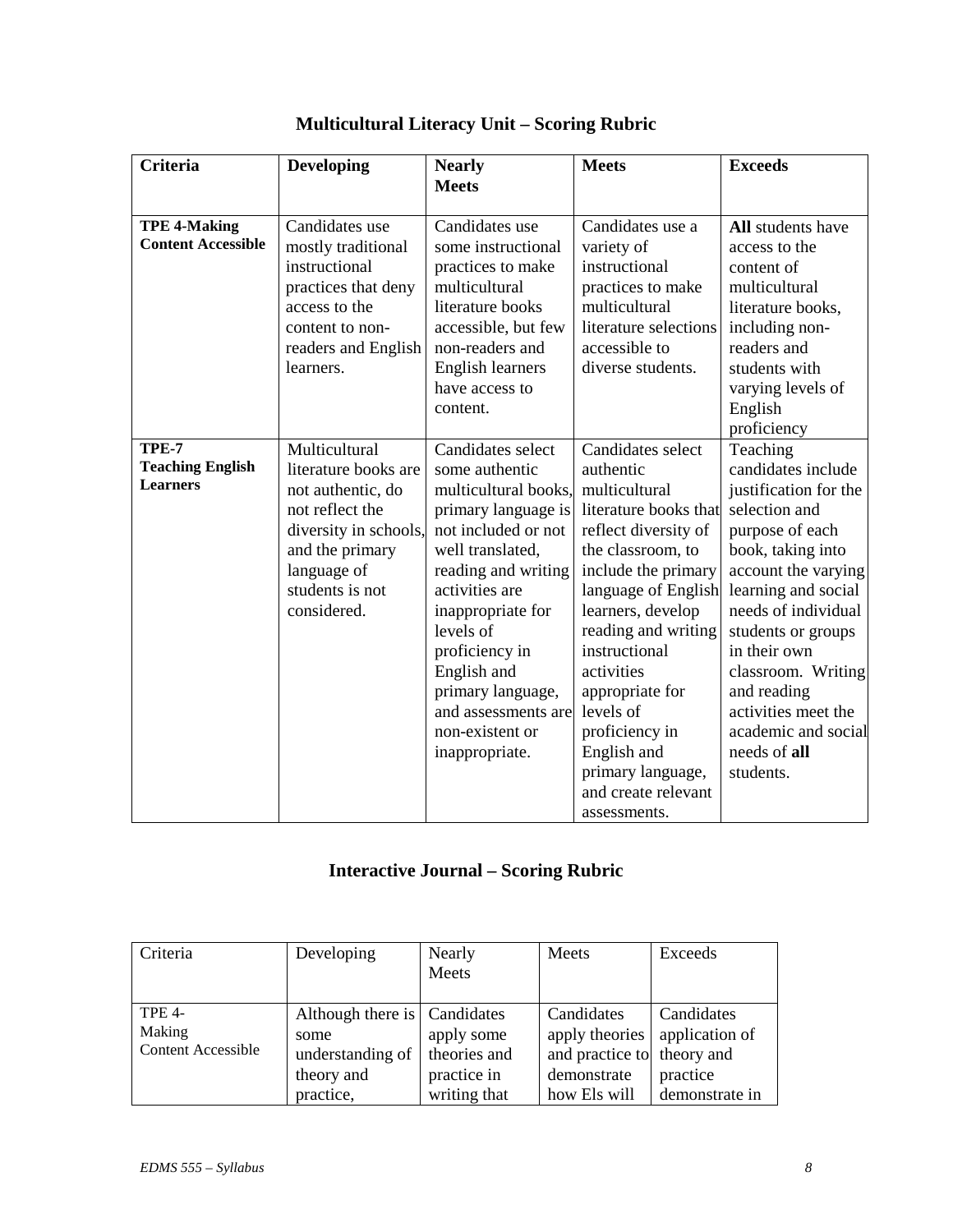## Multicultural Literacy Unit – Scoring Rubric

| **Criteria** | **Developing** | **Nearly Meets** | **Meets** | **Exceeds** |
|---|---|---|---|---|
| **TPE 4-Making Content Accessible** | Candidates use mostly traditional instructional practices that deny access to the content to non-readers and English learners. | Candidates use some instructional practices to make multicultural literature books accessible, but few non-readers and English learners have access to content. | Candidates use a variety of instructional practices to make multicultural literature selections accessible to diverse students. | **All** students have access to the content of multicultural literature books, including non-readers and students with varying levels of English proficiency |
| **TPE-7 Teaching English Learners** | Multicultural literature books are not authentic, do not reflect the diversity in schools, and the primary language of students is not considered. | Candidates select some authentic multicultural books, primary language is not included or not well translated, reading and writing activities are inappropriate for levels of proficiency in English and primary language, and assessments are non-existent or inappropriate. | Candidates select authentic multicultural literature books that reflect diversity of the classroom, to include the primary language of English learners, develop reading and writing instructional activities appropriate for levels of proficiency in English and primary language, and create relevant assessments. | Teaching candidates include justification for the selection and purpose of each book, taking into account the varying learning and social needs of individual students or groups in their own classroom. Writing and reading activities meet the academic and social needs of **all** students. |

## Interactive Journal – Scoring Rubric

| Criteria | Developing | Nearly Meets | Meets | Exceeds |
|---|---|---|---|---|
| TPE 4- Making Content Accessible | Although there is some understanding of theory and practice, | Candidates apply some theories and practice in writing that | Candidates apply theories and practice to demonstrate how Els will | Candidates application of theory and practice demonstrate in |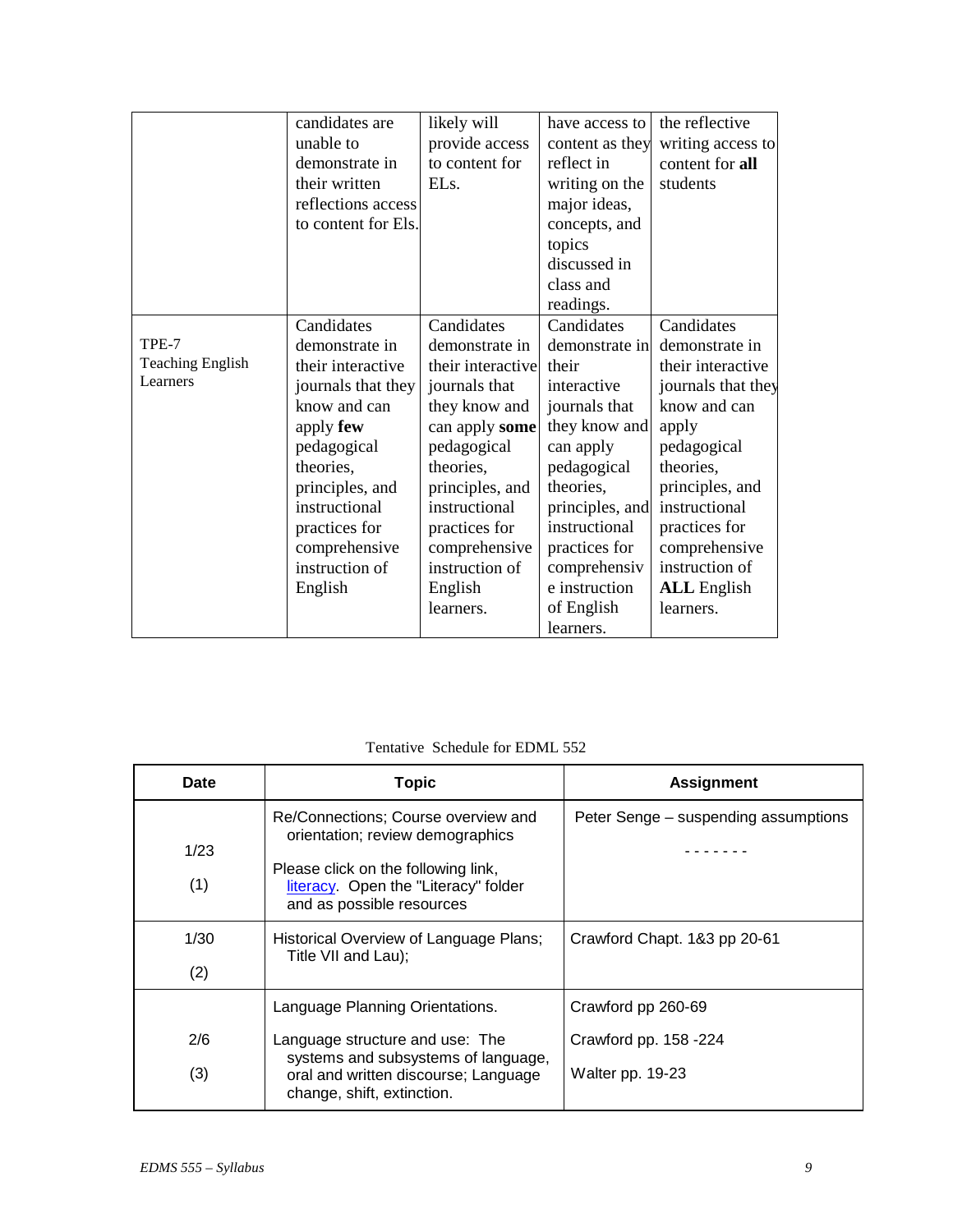| | | | | |
|---|---|---|---|---|
| | candidates are unable to demonstrate in their written reflections access to content for Els. | likely will provide access to content for ELs. | have access to content as they reflect in writing on the major ideas, concepts, and topics discussed in class and readings. | the reflective writing access to content for **all** students |
| TPE-7 Teaching English Learners | Candidates demonstrate in their interactive journals that they know and can apply **few** pedagogical theories, principles, and instructional practices for comprehensive instruction of English | Candidates demonstrate in their interactive journals that they know and can apply **some** pedagogical theories, principles, and instructional practices for comprehensive instruction of English learners. | Candidates demonstrate in their interactive journals that they know and can apply pedagogical theories, principles, and instructional practices for comprehensive instruction of English learners. | Candidates demonstrate in their interactive journals that they know and can apply pedagogical theories, principles, and instructional practices for comprehensive instruction of **ALL** English learners. |

Tentative Schedule for EDML 552

| Date | Topic | Assignment |
|---|---|---|
| 1/23 (1) | Re/Connections; Course overview and orientation; review demographics<br><br>Please click on the following link, literacy. Open the "Literacy" folder and as possible resources | Peter Senge – suspending assumptions<br><br>- - - - - - - |
| 1/30 (2) | Historical Overview of Language Plans; Title VII and Lau); | Crawford Chapt. 1&3 pp 20-61 |
| 2/6 (3) | Language Planning Orientations.<br><br>Language structure and use: The systems and subsystems of language, oral and written discourse; Language change, shift, extinction. | Crawford pp 260-69<br><br>Crawford pp. 158 -224<br><br>Walter pp. 19-23 |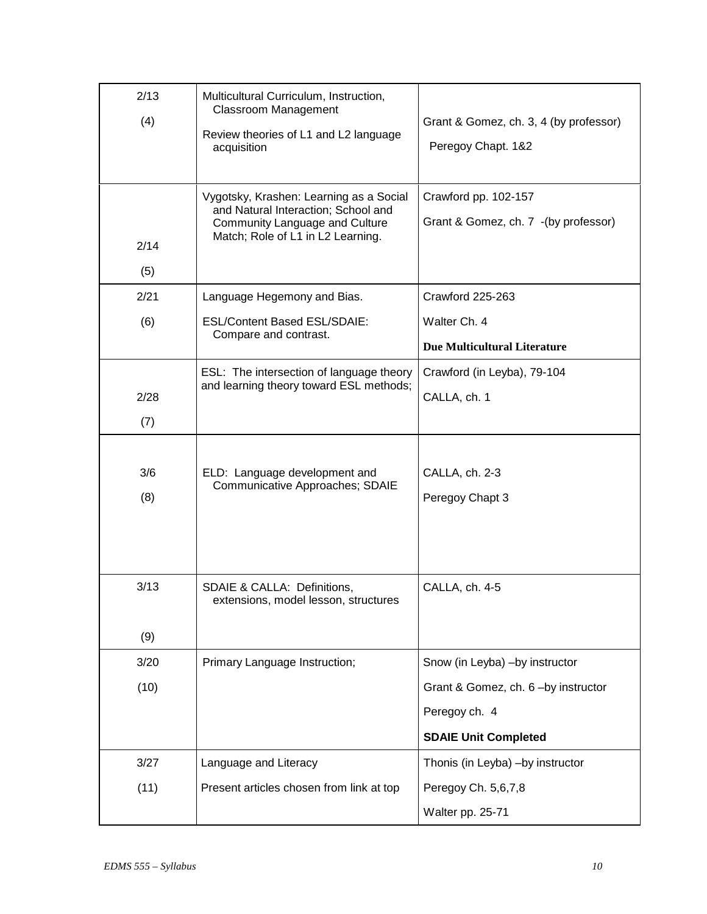| Date | Topic | Reading / Due |
|---|---|---|
| 2/13 (4) | Multicultural Curriculum, Instruction, Classroom Management<br><br>Review theories of L1 and L2 language acquisition | Grant & Gomez, ch. 3, 4 (by professor)<br><br>Peregoy Chapt. 1&2 |
| 2/14 (5) | Vygotsky, Krashen: Learning as a Social and Natural Interaction; School and Community Language and Culture Match; Role of L1 in L2 Learning. | Crawford pp. 102-157<br><br>Grant & Gomez, ch. 7 -(by professor) |
| 2/21 (6) | Language Hegemony and Bias.<br><br>ESL/Content Based ESL/SDAIE: Compare and contrast. | Crawford 225-263<br><br>Walter Ch. 4<br><br>**Due Multicultural Literature** |
| 2/28 (7) | ESL: The intersection of language theory and learning theory toward ESL methods; | Crawford (in Leyba), 79-104<br><br>CALLA, ch. 1 |
| 3/6 (8) | ELD: Language development and Communicative Approaches; SDAIE | CALLA, ch. 2-3<br><br>Peregoy Chapt 3 |
| 3/13 (9) | SDAIE & CALLA: Definitions, extensions, model lesson, structures | CALLA, ch. 4-5 |
| 3/20 (10) | Primary Language Instruction; | Snow (in Leyba) –by instructor<br><br>Grant & Gomez, ch. 6 –by instructor<br><br>Peregoy ch. 4<br><br>**SDAIE Unit Completed** |
| 3/27 (11) | Language and Literacy<br><br>Present articles chosen from link at top | Thonis (in Leyba) –by instructor<br><br>Peregoy Ch. 5,6,7,8<br><br>Walter pp. 25-71 |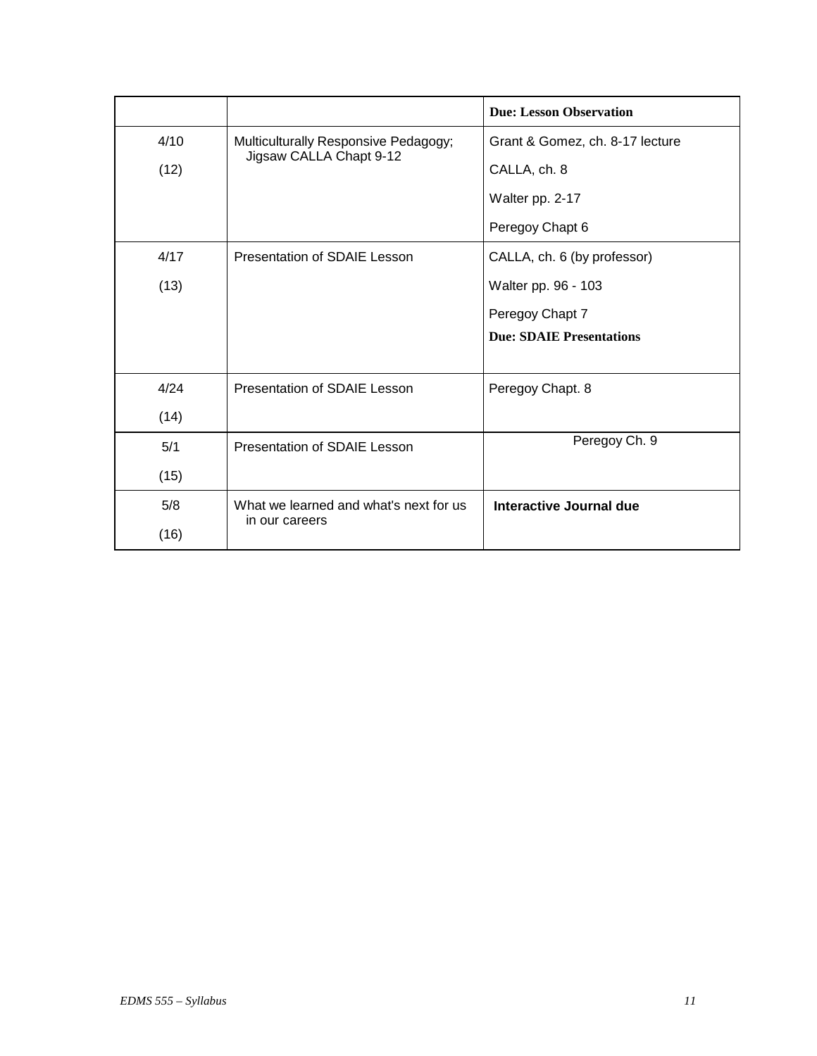| | | **Due: Lesson Observation** |
|---|---|---|
| 4/10<br>(12) | Multiculturally Responsive Pedagogy; Jigsaw CALLA Chapt 9-12 | Grant & Gomez, ch. 8-17 lecture<br>CALLA, ch. 8<br>Walter pp. 2-17<br>Peregoy Chapt 6 |
| 4/17<br>(13) | Presentation of SDAIE Lesson | CALLA, ch. 6 (by professor)<br>Walter pp. 96 - 103<br>Peregoy Chapt 7<br>**Due: SDAIE Presentations** |
| 4/24<br>(14) | Presentation of SDAIE Lesson | Peregoy Chapt. 8 |
| 5/1<br>(15) | Presentation of SDAIE Lesson | Peregoy Ch. 9 |
| 5/8<br>(16) | What we learned and what's next for us in our careers | **Interactive Journal due** |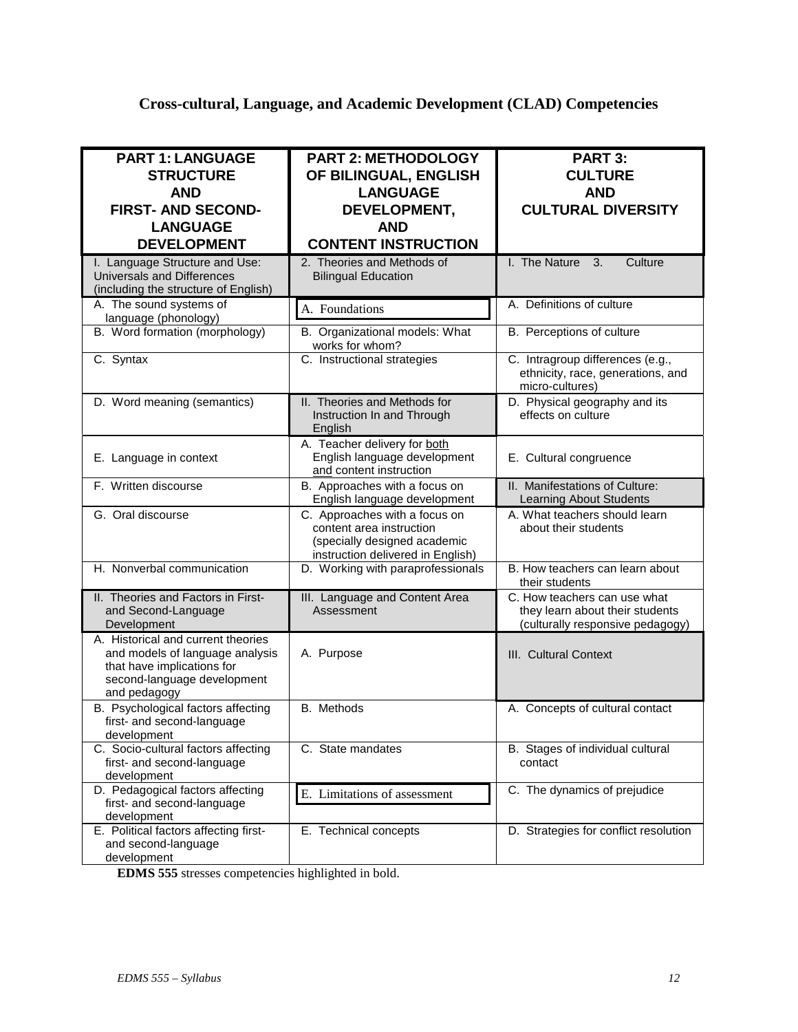# Cross-cultural, Language, and Academic Development (CLAD) Competencies

| PART 1: LANGUAGE STRUCTURE AND FIRST- AND SECOND-LANGUAGE DEVELOPMENT | PART 2: METHODOLOGY OF BILINGUAL, ENGLISH LANGUAGE DEVELOPMENT, AND CONTENT INSTRUCTION | PART 3: CULTURE AND CULTURAL DIVERSITY |
| --- | --- | --- |
| I. Language Structure and Use: Universals and Differences (including the structure of English) | 2. Theories and Methods of Bilingual Education | I. The Nature 3. Culture |
| A. The sound systems of language (phonology) | A. Foundations | A. Definitions of culture |
| B. Word formation (morphology) | B. Organizational models: What works for whom? | B. Perceptions of culture |
| C. Syntax | C. Instructional strategies | C. Intragroup differences (e.g., ethnicity, race, generations, and micro-cultures) |
| D. Word meaning (semantics) | II. Theories and Methods for Instruction In and Through English | D. Physical geography and its effects on culture |
| E. Language in context | A. Teacher delivery for both English language development and content instruction | E. Cultural congruence |
| F. Written discourse | B. Approaches with a focus on English language development | II. Manifestations of Culture: Learning About Students |
| G. Oral discourse | C. Approaches with a focus on content area instruction (specially designed academic instruction delivered in English) | A. What teachers should learn about their students |
| H. Nonverbal communication | D. Working with paraprofessionals | B. How teachers can learn about their students |
| II. Theories and Factors in First- and Second-Language Development | III. Language and Content Area Assessment | C. How teachers can use what they learn about their students (culturally responsive pedagogy) |
| A. Historical and current theories and models of language analysis that have implications for second-language development and pedagogy | A. Purpose | III. Cultural Context |
| B. Psychological factors affecting first- and second-language development | B. Methods | A. Concepts of cultural contact |
| C. Socio-cultural factors affecting first- and second-language development | C. State mandates | B. Stages of individual cultural contact |
| D. Pedagogical factors affecting first- and second-language development | E. Limitations of assessment | C. The dynamics of prejudice |
| E. Political factors affecting first- and second-language development | E. Technical concepts | D. Strategies for conflict resolution |

**EDMS 555** stresses competencies highlighted in bold.